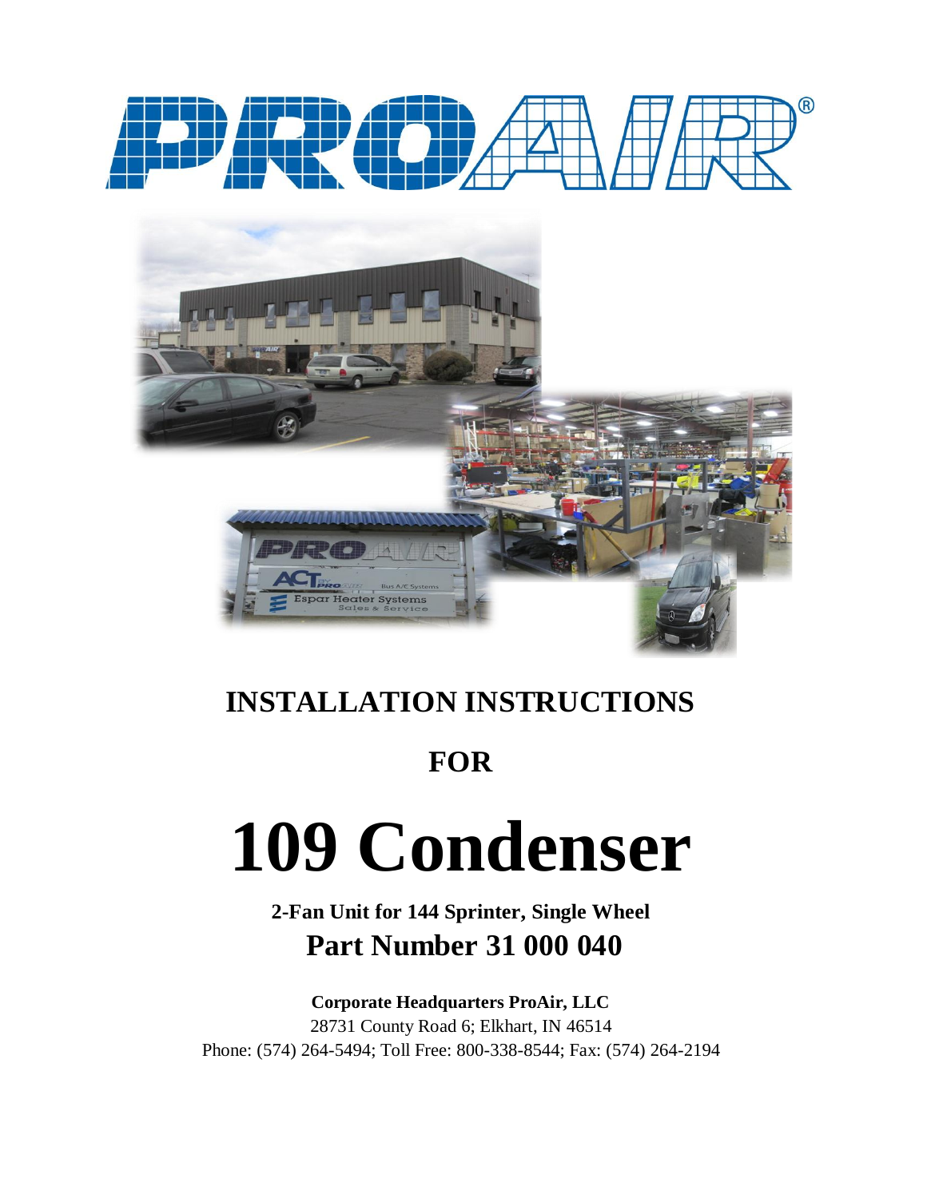# INSTALLATION INSTRUCTIONS

## FOR

# 109 Condenser

**2-Fan Unit for 144 Sprinter, Single Wheel**

## Part Number 31 000 040

**Corporate Headquarters ProAir, LLC**

28731 County Road 6; Elkhart, IN 46514

Phone: (574) 264-5494; Toll Free: 800-338-8544; Fax: (574) 264-2194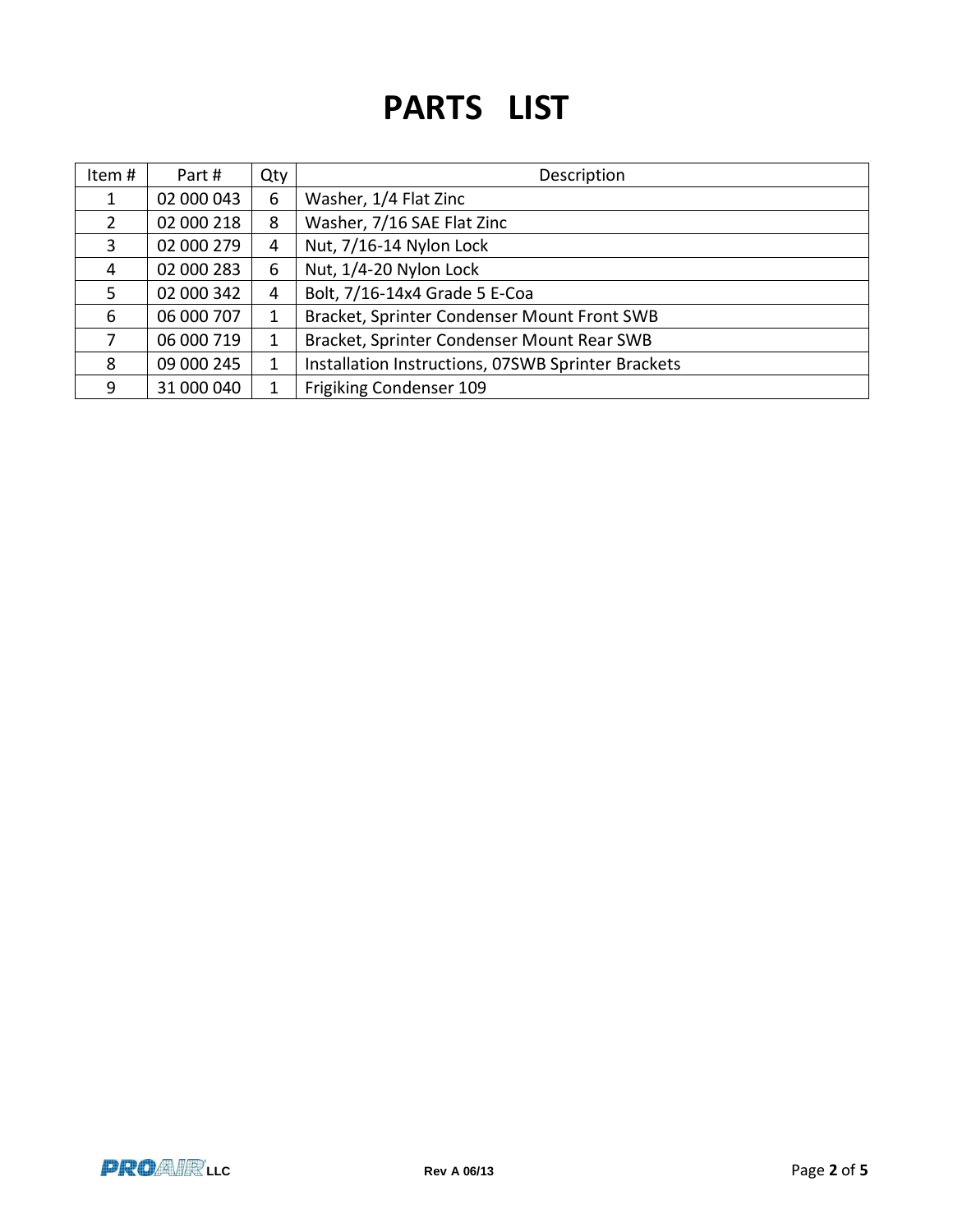# PARTS LIST

| Item # | Part # | Qty | Description |
|---|---|---|---|
| 1 | 02 000 043 | 6 | Washer, 1/4 Flat Zinc |
| 2 | 02 000 218 | 8 | Washer, 7/16 SAE Flat Zinc |
| 3 | 02 000 279 | 4 | Nut, 7/16-14 Nylon Lock |
| 4 | 02 000 283 | 6 | Nut, 1/4-20 Nylon Lock |
| 5 | 02 000 342 | 4 | Bolt, 7/16-14x4 Grade 5 E-Coa |
| 6 | 06 000 707 | 1 | Bracket, Sprinter Condenser Mount Front SWB |
| 7 | 06 000 719 | 1 | Bracket, Sprinter Condenser Mount Rear SWB |
| 8 | 09 000 245 | 1 | Installation Instructions, 07SWB Sprinter Brackets |
| 9 | 31 000 040 | 1 | Frigiking Condenser 109 |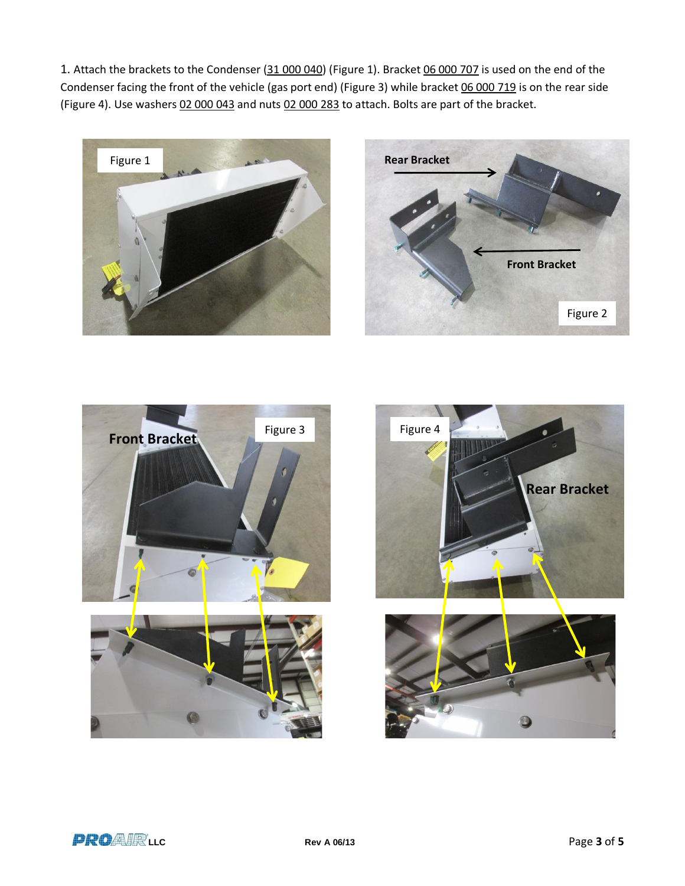1. Attach the brackets to the Condenser (31 000 040) (Figure 1). Bracket 06 000 707 is used on the end of the Condenser facing the front of the vehicle (gas port end) (Figure 3) while bracket 06 000 719 is on the rear side (Figure 4). Use washers 02 000 043 and nuts 02 000 283 to attach. Bolts are part of the bracket.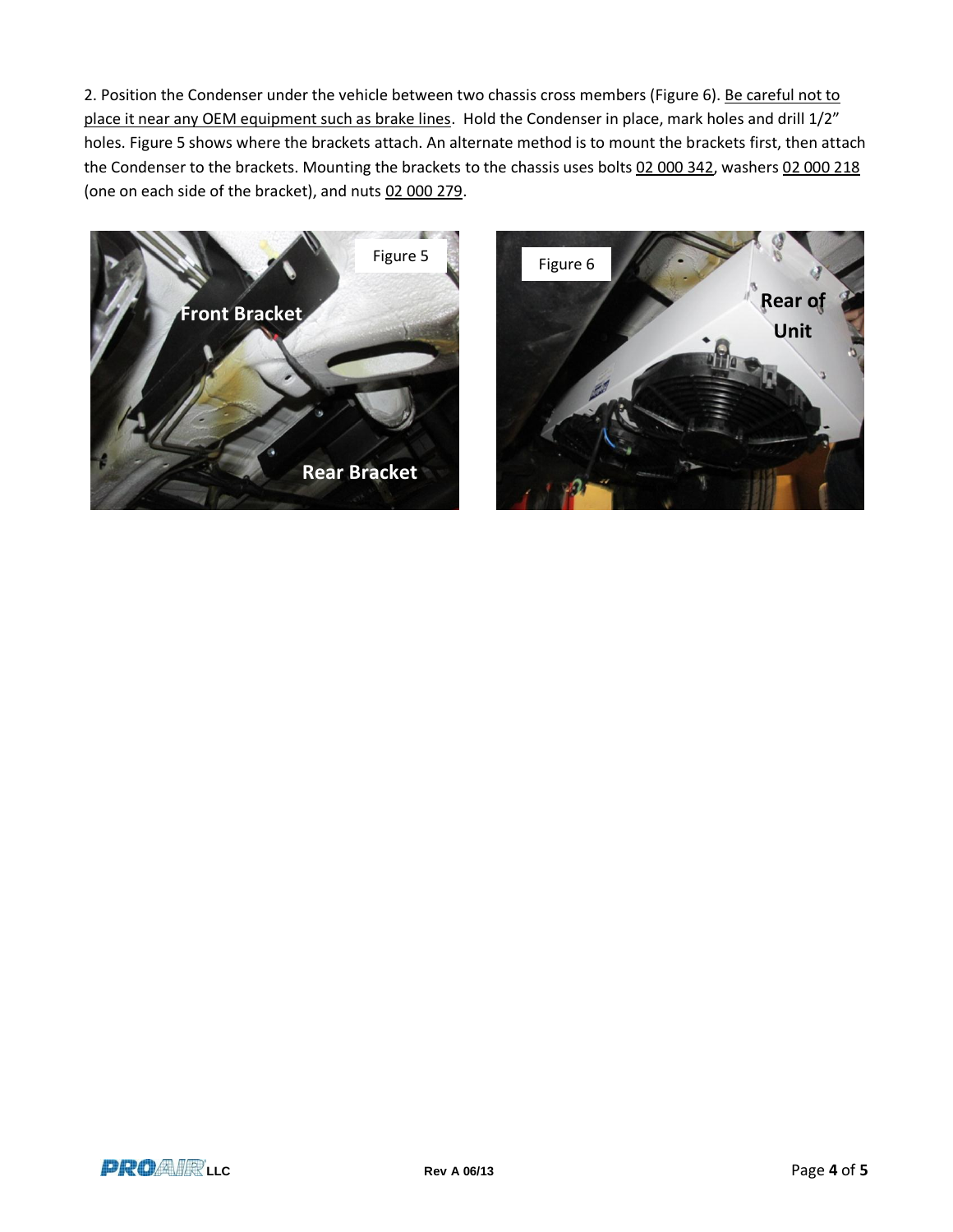2. Position the Condenser under the vehicle between two chassis cross members (Figure 6). Be careful not to place it near any OEM equipment such as brake lines. Hold the Condenser in place, mark holes and drill 1/2" holes. Figure 5 shows where the brackets attach. An alternate method is to mount the brackets first, then attach the Condenser to the brackets. Mounting the brackets to the chassis uses bolts 02 000 342, washers 02 000 218 (one on each side of the bracket), and nuts 02 000 279.

Figure 5

Figure 6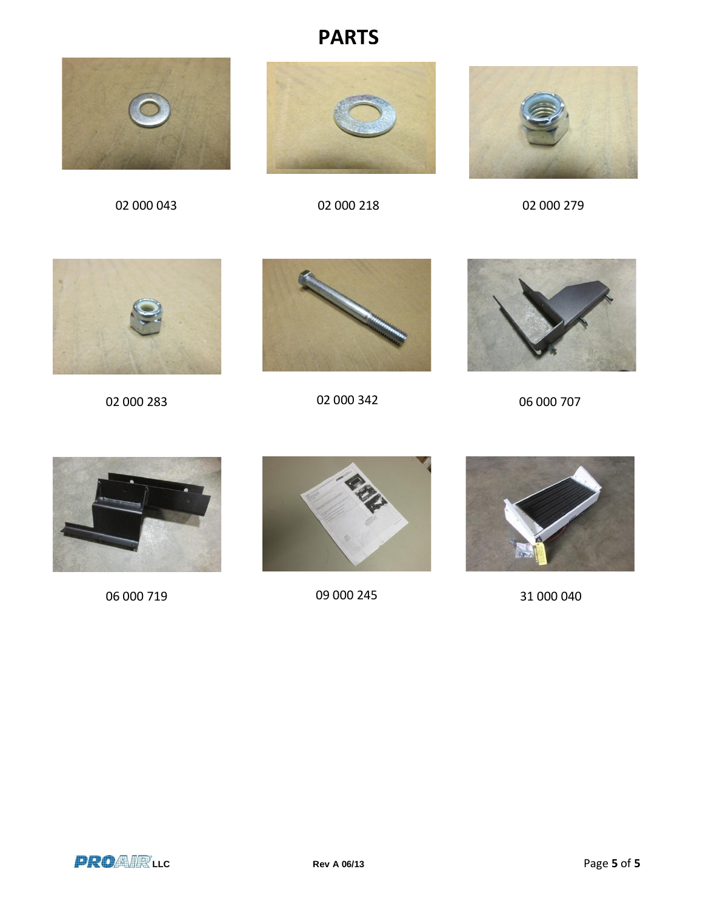# PARTS

02 000 043

02 000 218

02 000 279

02 000 283

02 000 342

06 000 707

06 000 719

09 000 245

31 000 040